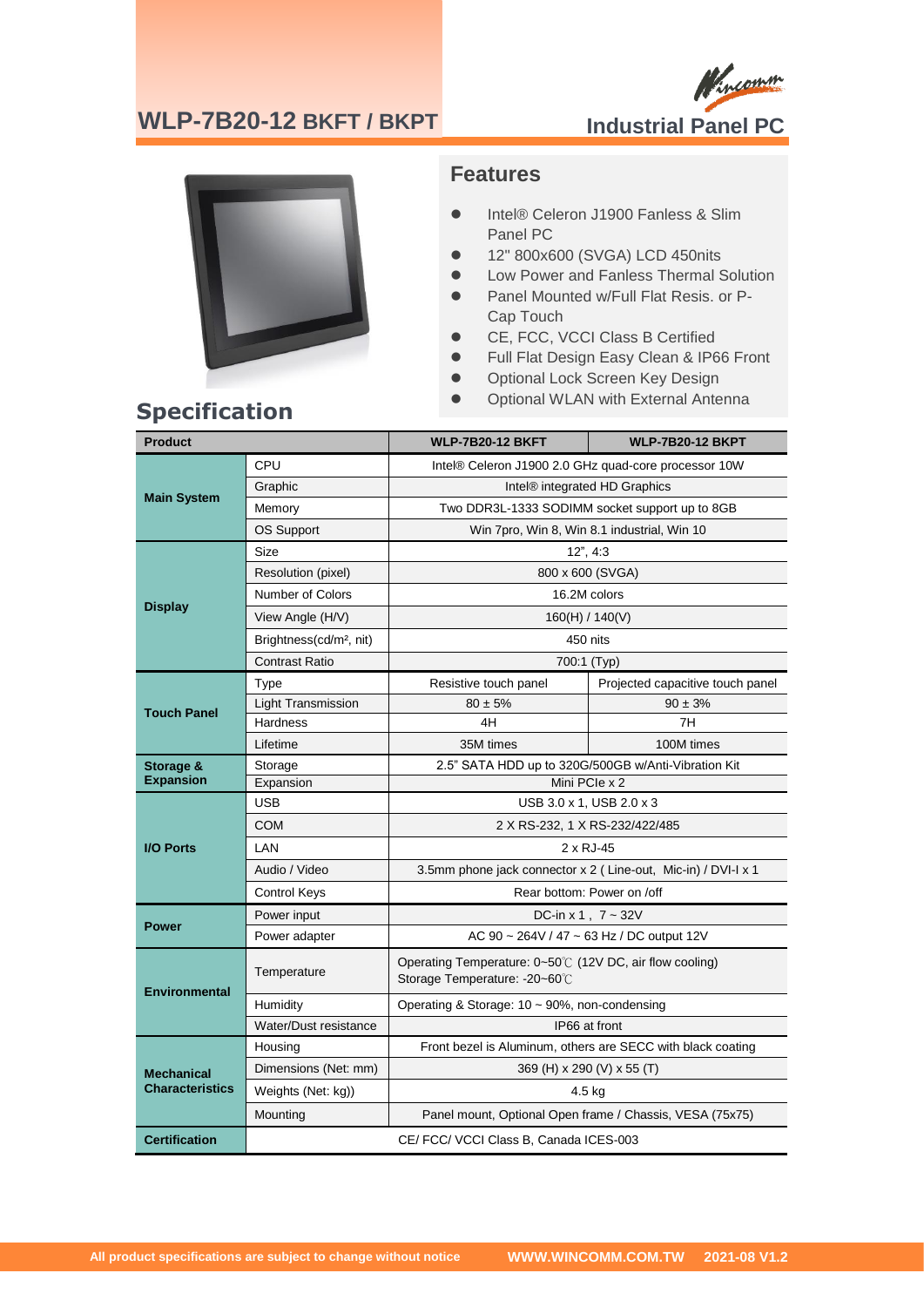# WLP-7B20-12 BKFT / BKPT

Industrial Panel PC

## Features

- Intel® Celeron J1900 Fanless & Slim Panel PC
- 12" 800x600 (SVGA) LCD 450nits
- Low Power and Fanless Thermal Solution
- Panel Mounted w/Full Flat Resis. or P-Cap Touch
- CE, FCC, VCCI Class B Certified
- Full Flat Design Easy Clean & IP66 Front
- Optional Lock Screen Key Design
- Optional WLAN with External Antenna

## Specification

| Product | | WLP-7B20-12 BKFT | WLP-7B20-12 BKPT |
|---|---|---|---|
| Main System | CPU | Intel® Celeron J1900 2.0 GHz quad-core processor 10W | |
| | Graphic | Intel® integrated HD Graphics | |
| | Memory | Two DDR3L-1333 SODIMM socket support up to 8GB | |
| | OS Support | Win 7pro, Win 8, Win 8.1 industrial, Win 10 | |
| Display | Size | 12", 4:3 | |
| | Resolution (pixel) | 800 x 600 (SVGA) | |
| | Number of Colors | 16.2M colors | |
| | View Angle (H/V) | 160(H) / 140(V) | |
| | Brightness(cd/m², nit) | 450 nits | |
| | Contrast Ratio | 700:1 (Typ) | |
| Touch Panel | Type | Resistive touch panel | Projected capacitive touch panel |
| | Light Transmission | 80 ± 5% | 90 ± 3% |
| | Hardness | 4H | 7H |
| | Lifetime | 35M times | 100M times |
| Storage & Expansion | Storage | 2.5" SATA HDD up to 320G/500GB w/Anti-Vibration Kit | |
| | Expansion | Mini PCIe x 2 | |
| I/O Ports | USB | USB 3.0 x 1, USB 2.0 x 3 | |
| | COM | 2 X RS-232, 1 X RS-232/422/485 | |
| | LAN | 2 x RJ-45 | |
| | Audio / Video | 3.5mm phone jack connector x 2 ( Line-out, Mic-in) / DVI-I x 1 | |
| | Control Keys | Rear bottom: Power on /off | |
| Power | Power input | DC-in x 1 , 7 ~ 32V | |
| | Power adapter | AC 90 ~ 264V / 47 ~ 63 Hz / DC output 12V | |
| Environmental | Temperature | Operating Temperature: 0~50℃ (12V DC, air flow cooling)<br>Storage Temperature: -20~60℃ | |
| | Humidity | Operating & Storage: 10 ~ 90%, non-condensing | |
| | Water/Dust resistance | IP66 at front | |
| Mechanical Characteristics | Housing | Front bezel is Aluminum, others are SECC with black coating | |
| | Dimensions (Net: mm) | 369 (H) x 290 (V) x 55 (T) | |
| | Weights (Net: kg)) | 4.5 kg | |
| | Mounting | Panel mount, Optional Open frame / Chassis, VESA (75x75) | |
| Certification | CE/ FCC/ VCCI Class B, Canada ICES-003 | | |

All product specifications are subject to change without notice WWW.WINCOMM.COM.TW 2021-08 V1.2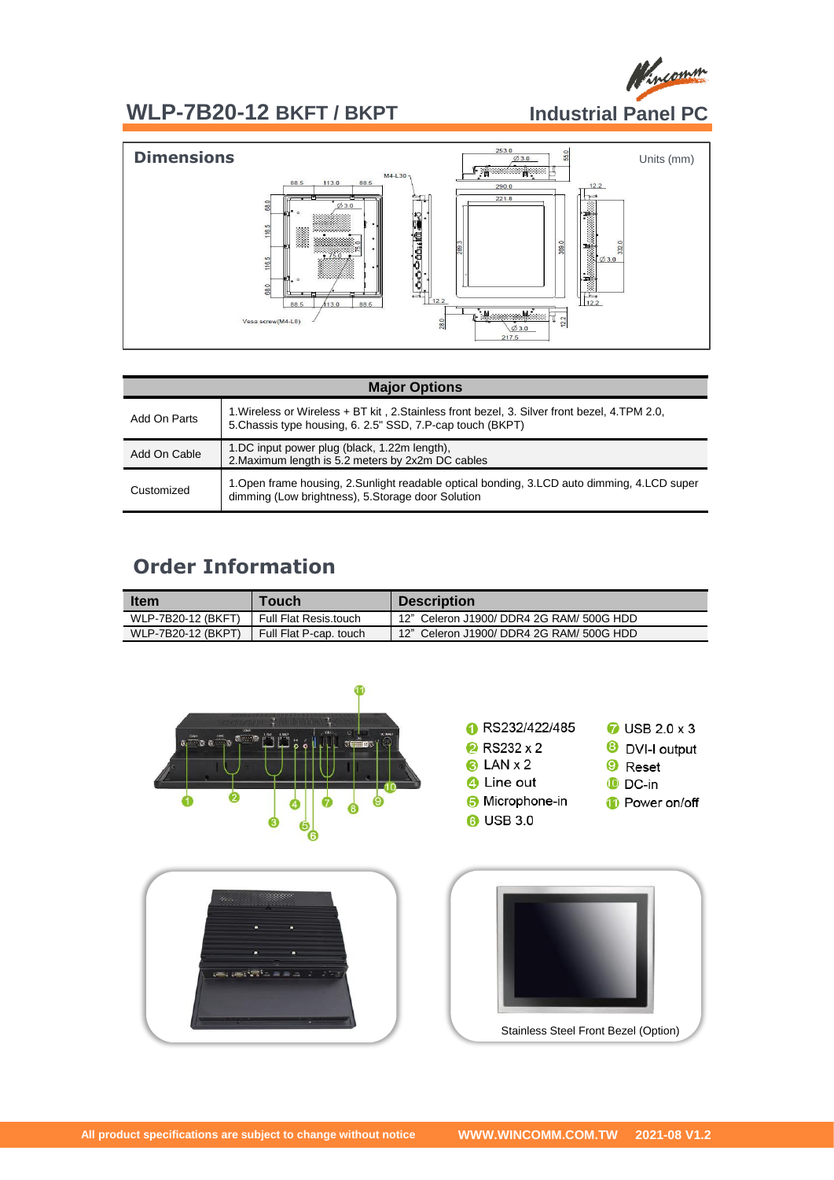# WLP-7B20-12 BKFT / BKPT

## Industrial Panel PC

## Dimensions

Units (mm)

## Major Options

| Major Options | |
|---|---|
| Add On Parts | 1.Wireless or Wireless + BT kit , 2.Stainless front bezel, 3. Silver front bezel, 4.TPM 2.0, 5.Chassis type housing, 6. 2.5" SSD, 7.P-cap touch (BKPT) |
| Add On Cable | 1.DC input power plug (black, 1.22m length), 2.Maximum length is 5.2 meters by 2x2m DC cables |
| Customized | 1.Open frame housing, 2.Sunlight readable optical bonding, 3.LCD auto dimming, 4.LCD super dimming (Low brightness), 5.Storage door Solution |

## Order Information

| Item | Touch | Description |
|---|---|---|
| WLP-7B20-12 (BKFT) | Full Flat Resis.touch | 12" Celeron J1900/ DDR4 2G RAM/ 500G HDD |
| WLP-7B20-12 (BKPT) | Full Flat P-cap. touch | 12" Celeron J1900/ DDR4 2G RAM/ 500G HDD |

1. RS232/422/485
2. RS232 x 2
3. LAN x 2
4. Line out
5. Microphone-in
6. USB 3.0
7. USB 2.0 x 3
8. DVI-I output
9. Reset
10. DC-in
11. Power on/off

Stainless Steel Front Bezel (Option)

All product specifications are subject to change without notice WWW.WINCOMM.COM.TW 2021-08 V1.2